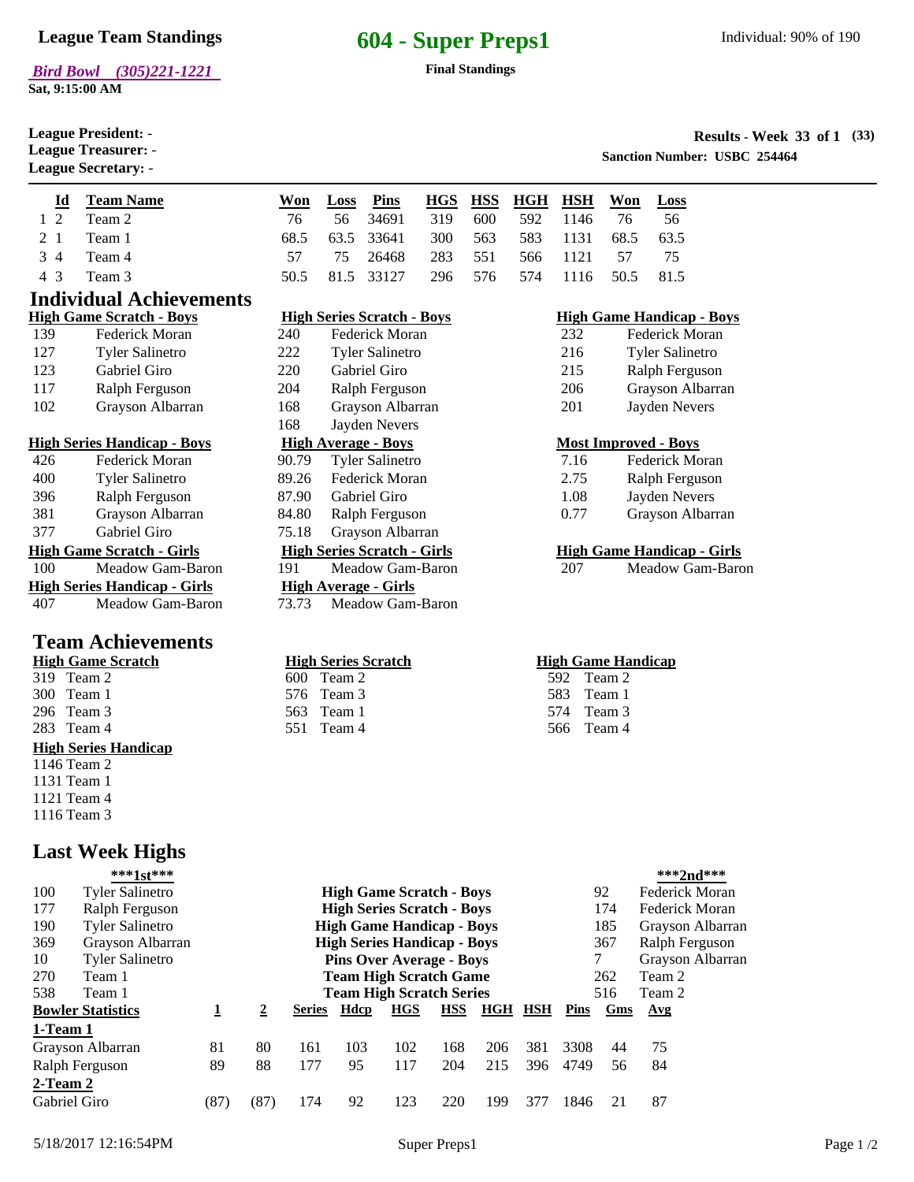**League Team Standings**

# 604 - Super Preps1

**Final Standings**

Individual: 90% of 190

*Bird Bowl (305)221-1221*
**Sat, 9:15:00 AM**

**League President:** -
**League Treasurer:** -
**League Secretary:** -

**Results - Week 33 of 1 (33)**
**Sanction Number: USBC 254464**

| | Id | Team Name | Won | Loss | Pins | HGS | HSS | HGH | HSH | Won | Loss |
|---|---|---|---|---|---|---|---|---|---|---|---|
| 1 | 2 | Team 2 | 76 | 56 | 34691 | 319 | 600 | 592 | 1146 | 76 | 56 |
| 2 | 1 | Team 1 | 68.5 | 63.5 | 33641 | 300 | 563 | 583 | 1131 | 68.5 | 63.5 |
| 3 | 4 | Team 4 | 57 | 75 | 26468 | 283 | 551 | 566 | 1121 | 57 | 75 |
| 4 | 3 | Team 3 | 50.5 | 81.5 | 33127 | 296 | 576 | 574 | 1116 | 50.5 | 81.5 |

## Individual Achievements

**High Game Scratch - Boys**

| | |
|---|---|
| 139 | Federick Moran |
| 127 | Tyler Salinetro |
| 123 | Gabriel Giro |
| 117 | Ralph Ferguson |
| 102 | Grayson Albarran |

**High Series Scratch - Boys**

| | |
|---|---|
| 240 | Federick Moran |
| 222 | Tyler Salinetro |
| 220 | Gabriel Giro |
| 204 | Ralph Ferguson |
| 168 | Grayson Albarran |
| 168 | Jayden Nevers |

**High Game Handicap - Boys**

| | |
|---|---|
| 232 | Federick Moran |
| 216 | Tyler Salinetro |
| 215 | Ralph Ferguson |
| 206 | Grayson Albarran |
| 201 | Jayden Nevers |

**High Series Handicap - Boys**

| | |
|---|---|
| 426 | Federick Moran |
| 400 | Tyler Salinetro |
| 396 | Ralph Ferguson |
| 381 | Grayson Albarran |
| 377 | Gabriel Giro |

**High Average - Boys**

| | |
|---|---|
| 90.79 | Tyler Salinetro |
| 89.26 | Federick Moran |
| 87.90 | Gabriel Giro |
| 84.80 | Ralph Ferguson |
| 75.18 | Grayson Albarran |

**Most Improved - Boys**

| | |
|---|---|
| 7.16 | Federick Moran |
| 2.75 | Ralph Ferguson |
| 1.08 | Jayden Nevers |
| 0.77 | Grayson Albarran |

**High Game Scratch - Girls**

| | |
|---|---|
| 100 | Meadow Gam-Baron |

**High Series Scratch - Girls**

| | |
|---|---|
| 191 | Meadow Gam-Baron |

**High Game Handicap - Girls**

| | |
|---|---|
| 207 | Meadow Gam-Baron |

**High Series Handicap - Girls**

| | |
|---|---|
| 407 | Meadow Gam-Baron |

**High Average - Girls**

| | |
|---|---|
| 73.73 | Meadow Gam-Baron |

## Team Achievements

**High Game Scratch**

| | |
|---|---|
| 319 | Team 2 |
| 300 | Team 1 |
| 296 | Team 3 |
| 283 | Team 4 |

**High Series Scratch**

| | |
|---|---|
| 600 | Team 2 |
| 576 | Team 3 |
| 563 | Team 1 |
| 551 | Team 4 |

**High Game Handicap**

| | |
|---|---|
| 592 | Team 2 |
| 583 | Team 1 |
| 574 | Team 3 |
| 566 | Team 4 |

**High Series Handicap**

| | |
|---|---|
| 1146 | Team 2 |
| 1131 | Team 1 |
| 1121 | Team 4 |
| 1116 | Team 3 |

## Last Week Highs

| ***1st*** | | | ***2nd*** | |
|---|---|---|---|---|
| 100 | Tyler Salinetro | **High Game Scratch - Boys** | 92 | Federick Moran |
| 177 | Ralph Ferguson | **High Series Scratch - Boys** | 174 | Federick Moran |
| 190 | Tyler Salinetro | **High Game Handicap - Boys** | 185 | Grayson Albarran |
| 369 | Grayson Albarran | **High Series Handicap - Boys** | 367 | Ralph Ferguson |
| 10 | Tyler Salinetro | **Pins Over Average - Boys** | 7 | Grayson Albarran |
| 270 | Team 1 | **Team High Scratch Game** | 262 | Team 2 |
| 538 | Team 1 | **Team High Scratch Series** | 516 | Team 2 |

| Bowler Statistics | 1 | 2 | Series | Hdcp | HGS | HSS | HGH | HSH | Pins | Gms | Avg |
|---|---|---|---|---|---|---|---|---|---|---|---|
| **1-Team 1** | | | | | | | | | | | |
| Grayson Albarran | 81 | 80 | 161 | 103 | 102 | 168 | 206 | 381 | 3308 | 44 | 75 |
| Ralph Ferguson | 89 | 88 | 177 | 95 | 117 | 204 | 215 | 396 | 4749 | 56 | 84 |
| **2-Team 2** | | | | | | | | | | | |
| Gabriel Giro | (87) | (87) | 174 | 92 | 123 | 220 | 199 | 377 | 1846 | 21 | 87 |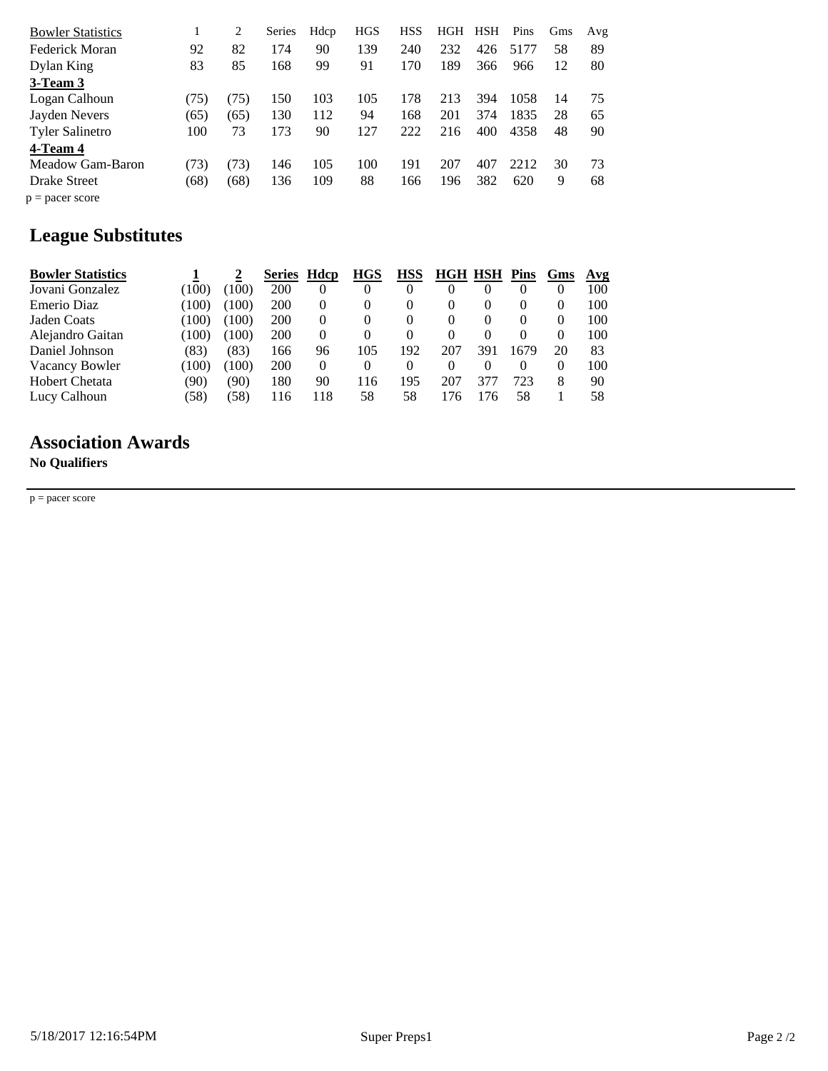| Bowler Statistics | 1 | 2 | Series | Hdcp | HGS | HSS | HGH | HSH | Pins | Gms | Avg |
|---|---|---|---|---|---|---|---|---|---|---|---|
| Federick Moran | 92 | 82 | 174 | 90 | 139 | 240 | 232 | 426 | 5177 | 58 | 89 |
| Dylan King | 83 | 85 | 168 | 99 | 91 | 170 | 189 | 366 | 966 | 12 | 80 |
| **3-Team 3** | | | | | | | | | | | |
| Logan Calhoun | (75) | (75) | 150 | 103 | 105 | 178 | 213 | 394 | 1058 | 14 | 75 |
| Jayden Nevers | (65) | (65) | 130 | 112 | 94 | 168 | 201 | 374 | 1835 | 28 | 65 |
| Tyler Salinetro | 100 | 73 | 173 | 90 | 127 | 222 | 216 | 400 | 4358 | 48 | 90 |
| **4-Team 4** | | | | | | | | | | | |
| Meadow Gam-Baron | (73) | (73) | 146 | 105 | 100 | 191 | 207 | 407 | 2212 | 30 | 73 |
| Drake Street | (68) | (68) | 136 | 109 | 88 | 166 | 196 | 382 | 620 | 9 | 68 |

p = pacer score

## League Substitutes

| Bowler Statistics | 1 | 2 | Series | Hdcp | HGS | HSS | HGH | HSH | Pins | Gms | Avg |
|---|---|---|---|---|---|---|---|---|---|---|---|
| Jovani Gonzalez | (100) | (100) | 200 | 0 | 0 | 0 | 0 | 0 | 0 | 0 | 100 |
| Emerio Diaz | (100) | (100) | 200 | 0 | 0 | 0 | 0 | 0 | 0 | 0 | 100 |
| Jaden Coats | (100) | (100) | 200 | 0 | 0 | 0 | 0 | 0 | 0 | 0 | 100 |
| Alejandro Gaitan | (100) | (100) | 200 | 0 | 0 | 0 | 0 | 0 | 0 | 0 | 100 |
| Daniel Johnson | (83) | (83) | 166 | 96 | 105 | 192 | 207 | 391 | 1679 | 20 | 83 |
| Vacancy Bowler | (100) | (100) | 200 | 0 | 0 | 0 | 0 | 0 | 0 | 0 | 100 |
| Hobert Chetata | (90) | (90) | 180 | 90 | 116 | 195 | 207 | 377 | 723 | 8 | 90 |
| Lucy Calhoun | (58) | (58) | 116 | 118 | 58 | 58 | 176 | 176 | 58 | 1 | 58 |

## Association Awards

**No Qualifiers**

p = pacer score